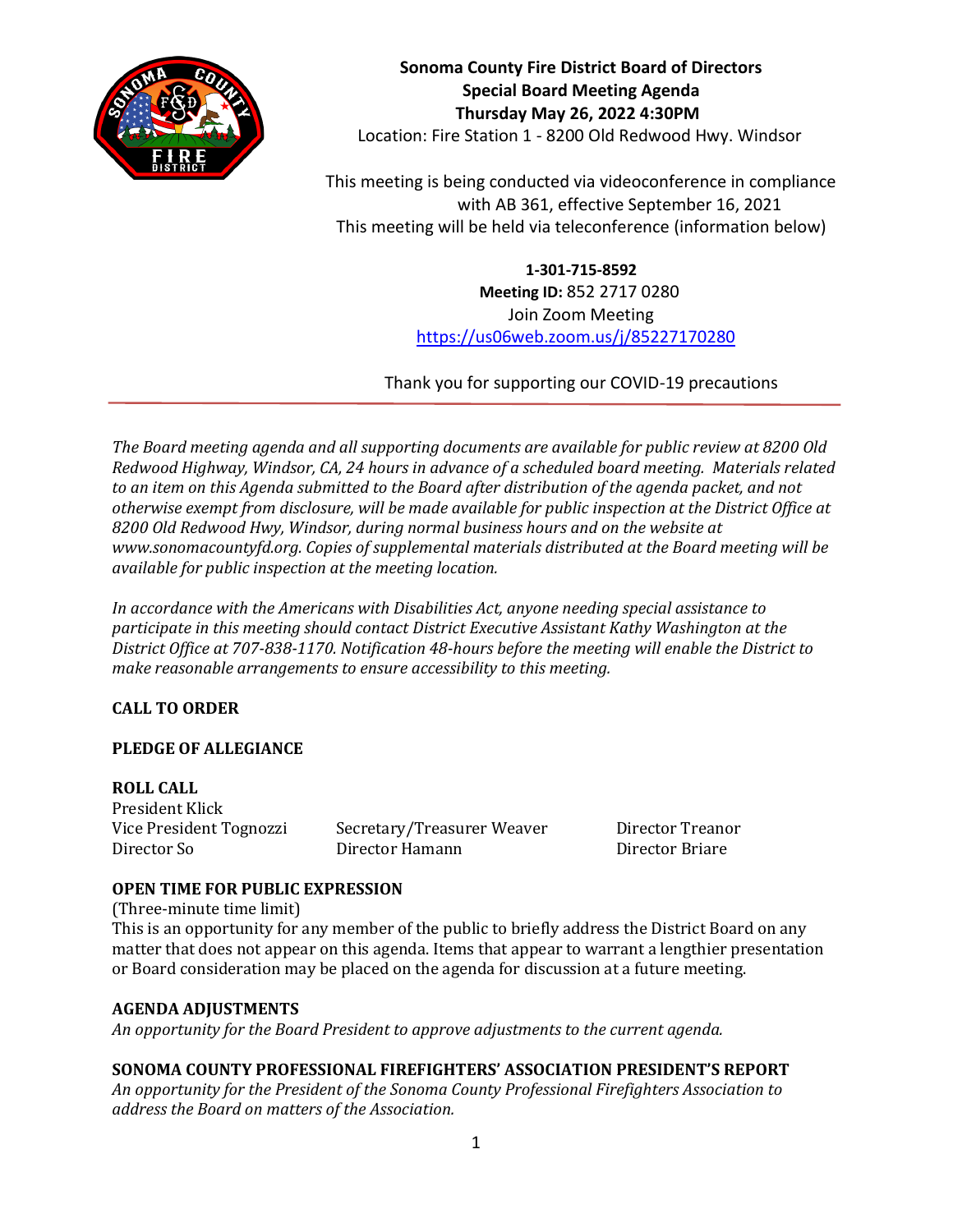**Sonoma County Fire District Board of Directors**
**Special Board Meeting Agenda**
**Thursday May 26, 2022 4:30PM**
Location: Fire Station 1 - 8200 Old Redwood Hwy. Windsor

This meeting is being conducted via videoconference in compliance with AB 361, effective September 16, 2021
This meeting will be held via teleconference (information below)

**1-301-715-8592**
**Meeting ID:** 852 2717 0280
Join Zoom Meeting
https://us06web.zoom.us/j/85227170280

Thank you for supporting our COVID-19 precautions

---

*The Board meeting agenda and all supporting documents are available for public review at 8200 Old Redwood Highway, Windsor, CA, 24 hours in advance of a scheduled board meeting. Materials related to an item on this Agenda submitted to the Board after distribution of the agenda packet, and not otherwise exempt from disclosure, will be made available for public inspection at the District Office at 8200 Old Redwood Hwy, Windsor, during normal business hours and on the website at www.sonomacountyfd.org. Copies of supplemental materials distributed at the Board meeting will be available for public inspection at the meeting location.*

*In accordance with the Americans with Disabilities Act, anyone needing special assistance to participate in this meeting should contact District Executive Assistant Kathy Washington at the District Office at 707-838-1170. Notification 48-hours before the meeting will enable the District to make reasonable arrangements to ensure accessibility to this meeting.*

**CALL TO ORDER**

**PLEDGE OF ALLEGIANCE**

**ROLL CALL**

President Klick
Vice President Tognozzi
Secretary/Treasurer Weaver
Director Treanor
Director So
Director Hamann
Director Briare

**OPEN TIME FOR PUBLIC EXPRESSION**

(Three-minute time limit)
This is an opportunity for any member of the public to briefly address the District Board on any matter that does not appear on this agenda. Items that appear to warrant a lengthier presentation or Board consideration may be placed on the agenda for discussion at a future meeting.

**AGENDA ADJUSTMENTS**

*An opportunity for the Board President to approve adjustments to the current agenda.*

**SONOMA COUNTY PROFESSIONAL FIREFIGHTERS' ASSOCIATION PRESIDENT'S REPORT**

*An opportunity for the President of the Sonoma County Professional Firefighters Association to address the Board on matters of the Association.*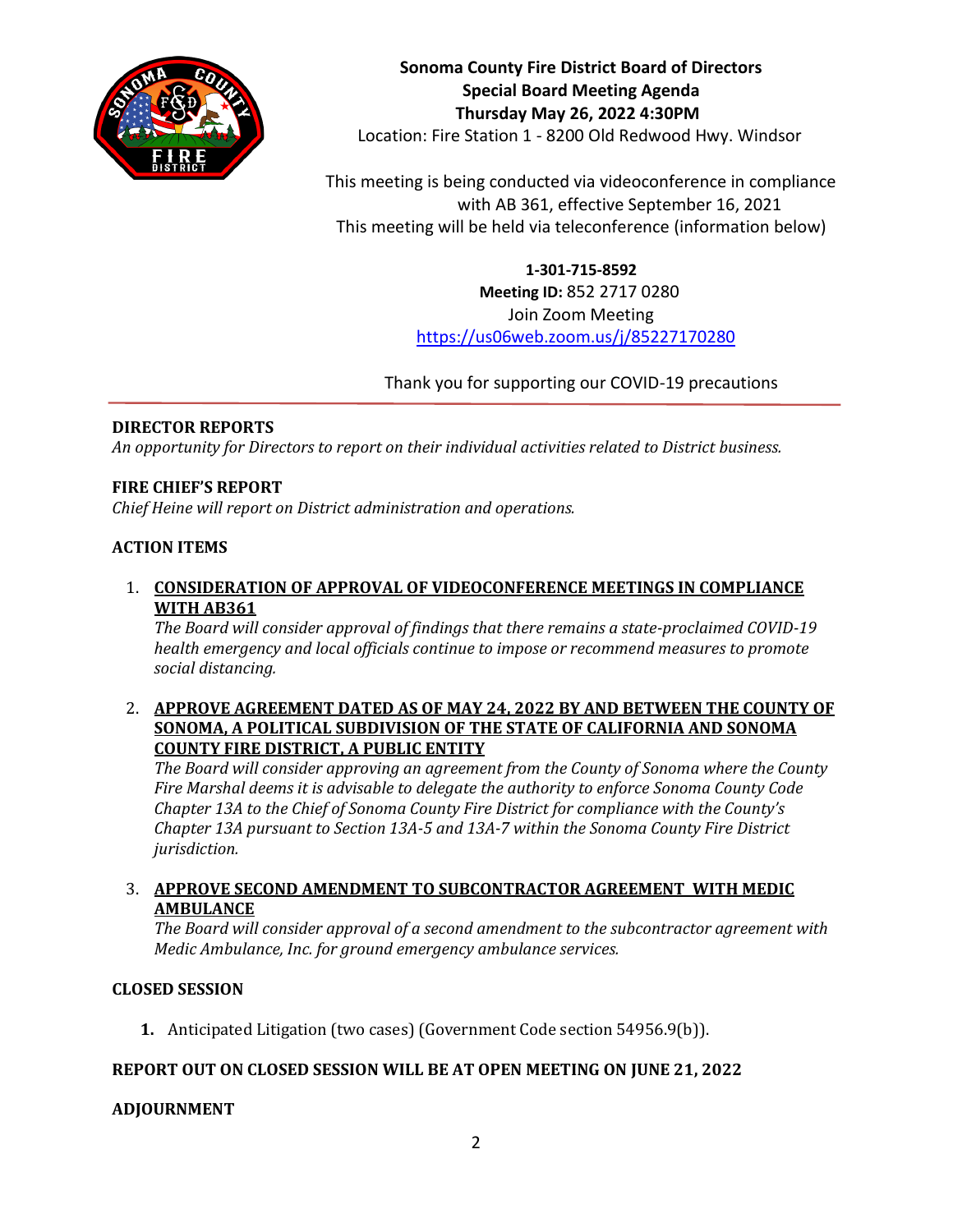**Sonoma County Fire District Board of Directors**
**Special Board Meeting Agenda**
**Thursday May 26, 2022 4:30PM**
Location: Fire Station 1 - 8200 Old Redwood Hwy. Windsor

This meeting is being conducted via videoconference in compliance with AB 361, effective September 16, 2021
This meeting will be held via teleconference (information below)

**1-301-715-8592**
**Meeting ID:** 852 2717 0280
Join Zoom Meeting
https://us06web.zoom.us/j/85227170280

Thank you for supporting our COVID-19 precautions

---

**DIRECTOR REPORTS**
*An opportunity for Directors to report on their individual activities related to District business.*

**FIRE CHIEF'S REPORT**
*Chief Heine will report on District administration and operations.*

**ACTION ITEMS**

1. **CONSIDERATION OF APPROVAL OF VIDEOCONFERENCE MEETINGS IN COMPLIANCE WITH AB361**
   *The Board will consider approval of findings that there remains a state-proclaimed COVID-19 health emergency and local officials continue to impose or recommend measures to promote social distancing.*

2. **APPROVE AGREEMENT DATED AS OF MAY 24, 2022 BY AND BETWEEN THE COUNTY OF SONOMA, A POLITICAL SUBDIVISION OF THE STATE OF CALIFORNIA AND SONOMA COUNTY FIRE DISTRICT, A PUBLIC ENTITY**
   *The Board will consider approving an agreement from the County of Sonoma where the County Fire Marshal deems it is advisable to delegate the authority to enforce Sonoma County Code Chapter 13A to the Chief of Sonoma County Fire District for compliance with the County's Chapter 13A pursuant to Section 13A-5 and 13A-7 within the Sonoma County Fire District jurisdiction.*

3. **APPROVE SECOND AMENDMENT TO SUBCONTRACTOR AGREEMENT WITH MEDIC AMBULANCE**
   *The Board will consider approval of a second amendment to the subcontractor agreement with Medic Ambulance, Inc. for ground emergency ambulance services.*

**CLOSED SESSION**

1. Anticipated Litigation (two cases) (Government Code section 54956.9(b)).

**REPORT OUT ON CLOSED SESSION WILL BE AT OPEN MEETING ON JUNE 21, 2022**

**ADJOURNMENT**